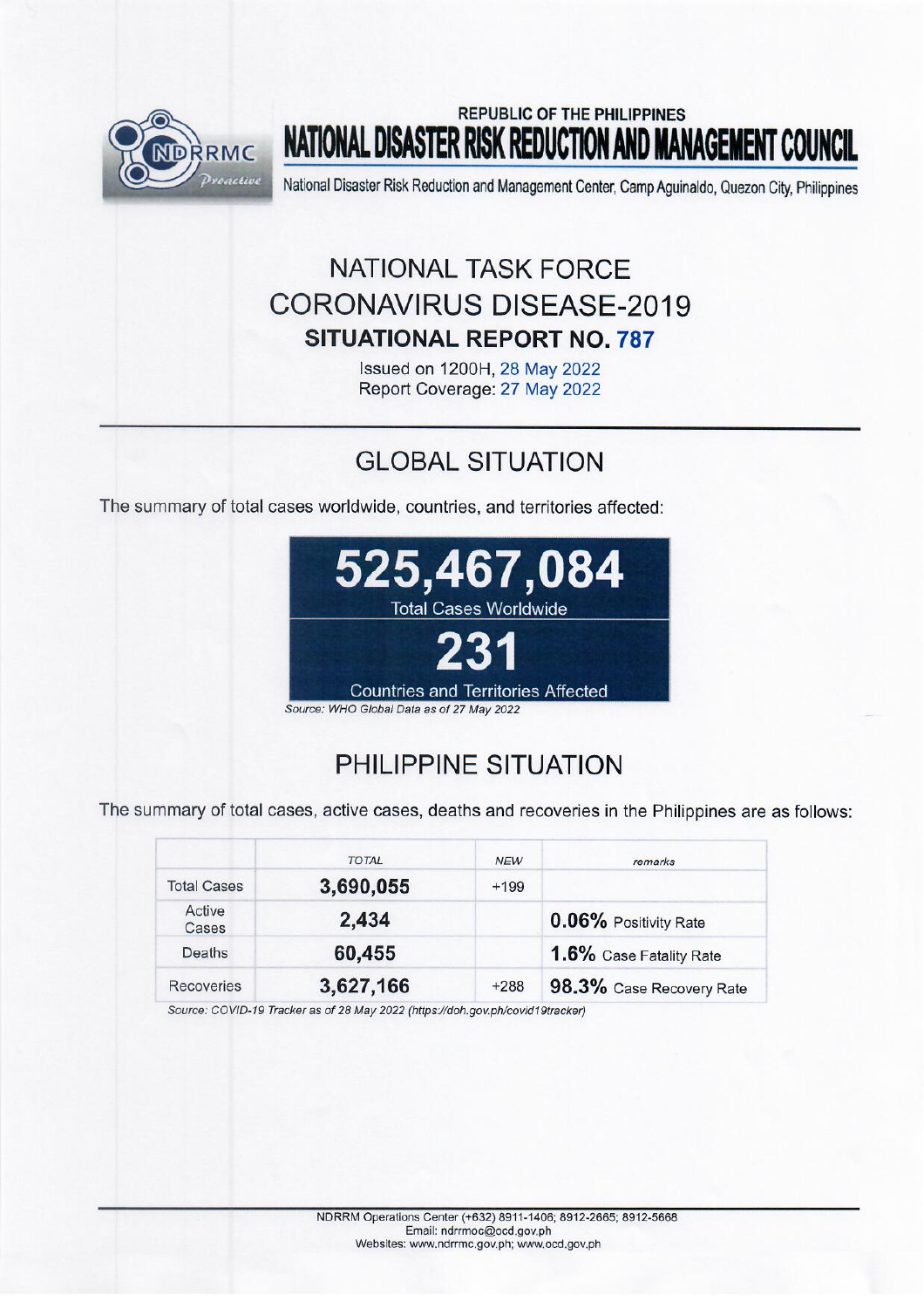REPUBLIC OF THE PHILIPPINES

# NATIONAL DISASTER RISK REDUCTION AND MANAGEMENT COUNCIL

National Disaster Risk Reduction and Management Center, Camp Aguinaldo, Quezon City, Philippines

## NATIONAL TASK FORCE CORONAVIRUS DISEASE-2019

### SITUATIONAL REPORT NO. 787

Issued on 1200H, 28 May 2022
Report Coverage: 27 May 2022

## GLOBAL SITUATION

The summary of total cases worldwide, countries, and territories affected:

**525,467,084**
Total Cases Worldwide

**231**
Countries and Territories Affected

*Source: WHO Global Data as of 27 May 2022*

## PHILIPPINE SITUATION

The summary of total cases, active cases, deaths and recoveries in the Philippines are as follows:

| | *TOTAL* | *NEW* | *remarks* |
|---|---|---|---|
| Total Cases | **3,690,055** | +199 | |
| Active Cases | **2,434** | | **0.06%** Positivity Rate |
| Deaths | **60,455** | | **1.6%** Case Fatality Rate |
| Recoveries | **3,627,166** | +288 | **98.3%** Case Recovery Rate |

*Source: COVID-19 Tracker as of 28 May 2022 (https://doh.gov.ph/covid19tracker)*

NDRRM Operations Center (+632) 8911-1406; 8912-2665; 8912-5668
Email: ndrrmoc@ocd.gov.ph
Websites: www.ndrrmc.gov.ph; www.ocd.gov.ph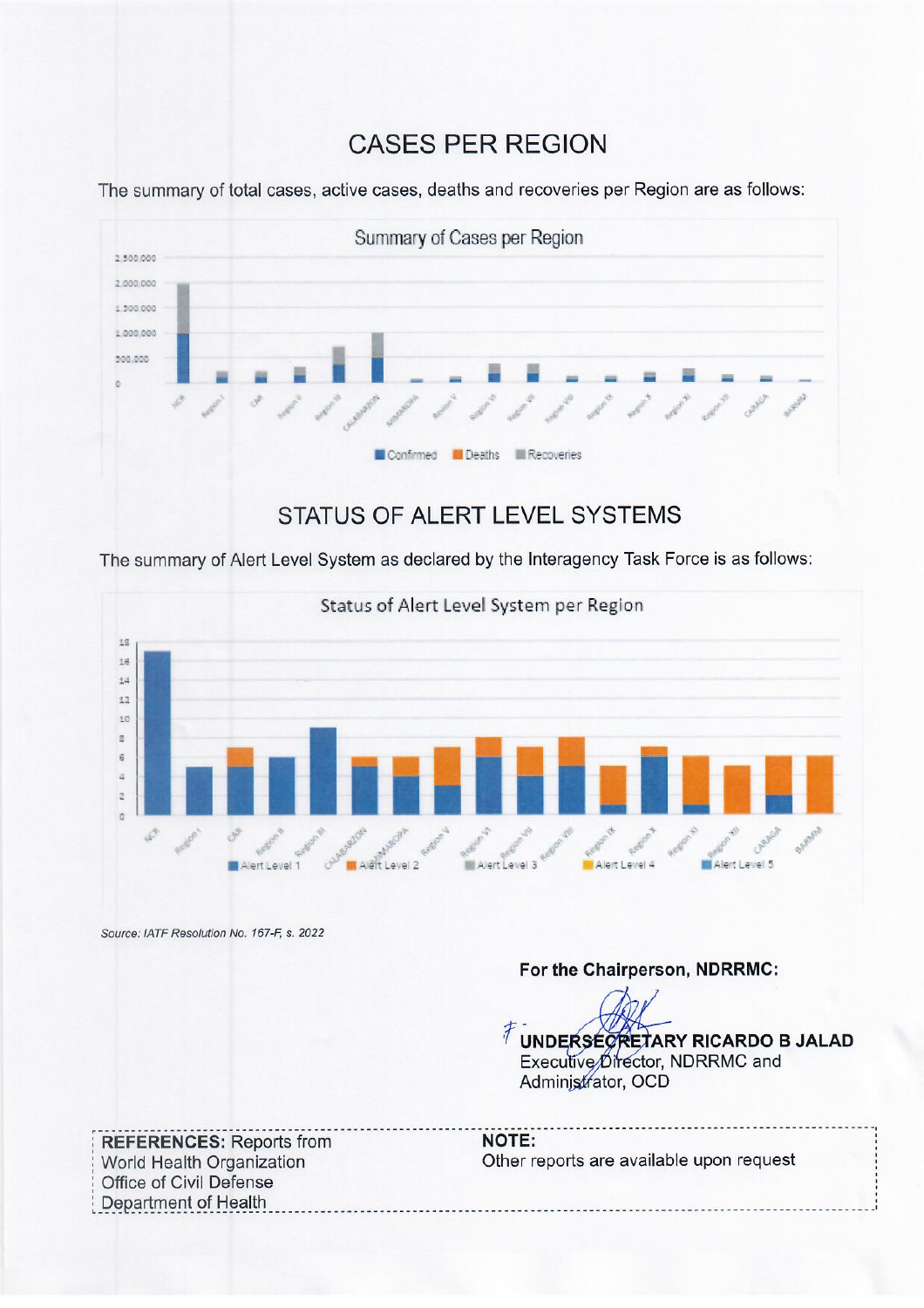## CASES PER REGION

The summary of total cases, active cases, deaths and recoveries per Region are as follows:

## STATUS OF ALERT LEVEL SYSTEMS

The summary of Alert Level System as declared by the Interagency Task Force is as follows:

*Source: IATF Resolution No. 167-F, s. 2022*

**For the Chairperson, NDRRMC:**

**UNDERSECRETARY RICARDO B JALAD**
Executive Director, NDRRMC and
Administrator, OCD

**REFERENCES:** Reports from
World Health Organization
Office of Civil Defense
Department of Health

**NOTE:**
Other reports are available upon request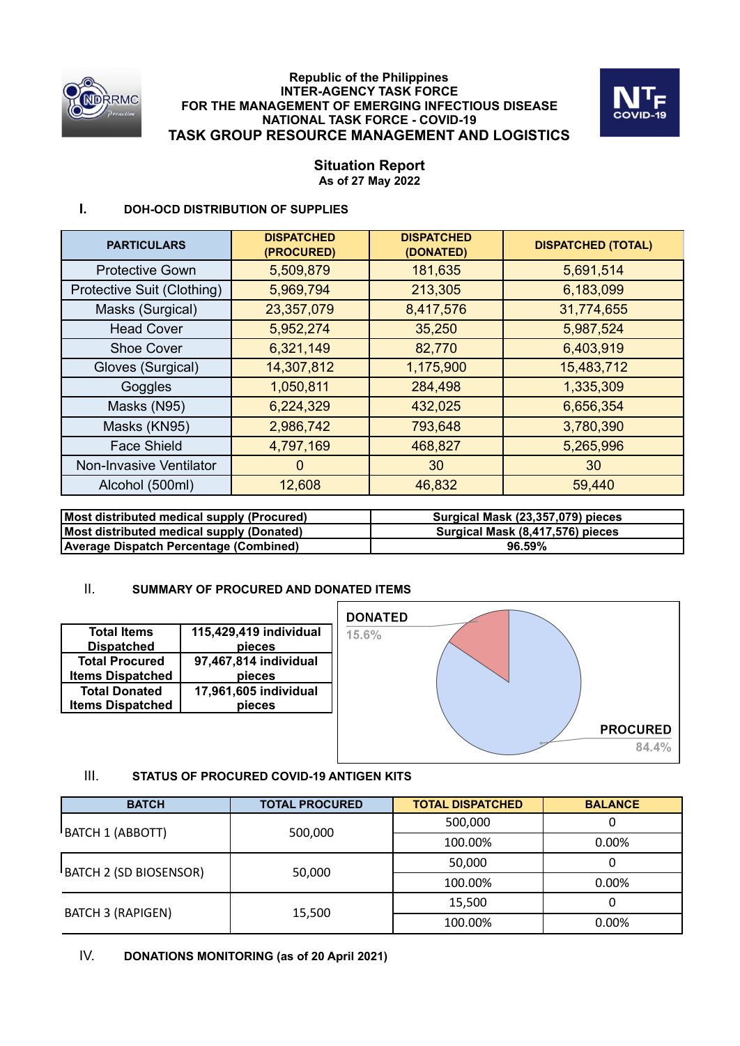Republic of the Philippines
INTER-AGENCY TASK FORCE
FOR THE MANAGEMENT OF EMERGING INFECTIOUS DISEASE
NATIONAL TASK FORCE - COVID-19

# TASK GROUP RESOURCE MANAGEMENT AND LOGISTICS

## Situation Report

**As of 27 May 2022**

### I. DOH-OCD DISTRIBUTION OF SUPPLIES

| PARTICULARS | DISPATCHED (PROCURED) | DISPATCHED (DONATED) | DISPATCHED (TOTAL) |
|---|---|---|---|
| Protective Gown | 5,509,879 | 181,635 | 5,691,514 |
| Protective Suit (Clothing) | 5,969,794 | 213,305 | 6,183,099 |
| Masks (Surgical) | 23,357,079 | 8,417,576 | 31,774,655 |
| Head Cover | 5,952,274 | 35,250 | 5,987,524 |
| Shoe Cover | 6,321,149 | 82,770 | 6,403,919 |
| Gloves (Surgical) | 14,307,812 | 1,175,900 | 15,483,712 |
| Goggles | 1,050,811 | 284,498 | 1,335,309 |
| Masks (N95) | 6,224,329 | 432,025 | 6,656,354 |
| Masks (KN95) | 2,986,742 | 793,648 | 3,780,390 |
| Face Shield | 4,797,169 | 468,827 | 5,265,996 |
| Non-Invasive Ventilator | 0 | 30 | 30 |
| Alcohol (500ml) | 12,608 | 46,832 | 59,440 |

| | |
|---|---|
| **Most distributed medical supply (Procured)** | **Surgical Mask (23,357,079) pieces** |
| **Most distributed medical supply (Donated)** | **Surgical Mask (8,417,576) pieces** |
| **Average Dispatch Percentage (Combined)** | **96.59%** |

### II. SUMMARY OF PROCURED AND DONATED ITEMS

| | |
|---|---|
| **Total Items Dispatched** | **115,429,419 individual pieces** |
| **Total Procured Items Dispatched** | **97,467,814 individual pieces** |
| **Total Donated Items Dispatched** | **17,961,605 individual pieces** |

DONATED 15.6%

PROCURED 84.4%

### III. STATUS OF PROCURED COVID-19 ANTIGEN KITS

| BATCH | TOTAL PROCURED | TOTAL DISPATCHED | BALANCE |
|---|---|---|---|
| BATCH 1 (ABBOTT) | 500,000 | 500,000 | 0 |
| | | 100.00% | 0.00% |
| BATCH 2 (SD BIOSENSOR) | 50,000 | 50,000 | 0 |
| | | 100.00% | 0.00% |
| BATCH 3 (RAPIGEN) | 15,500 | 15,500 | 0 |
| | | 100.00% | 0.00% |

### IV. DONATIONS MONITORING (as of 20 April 2021)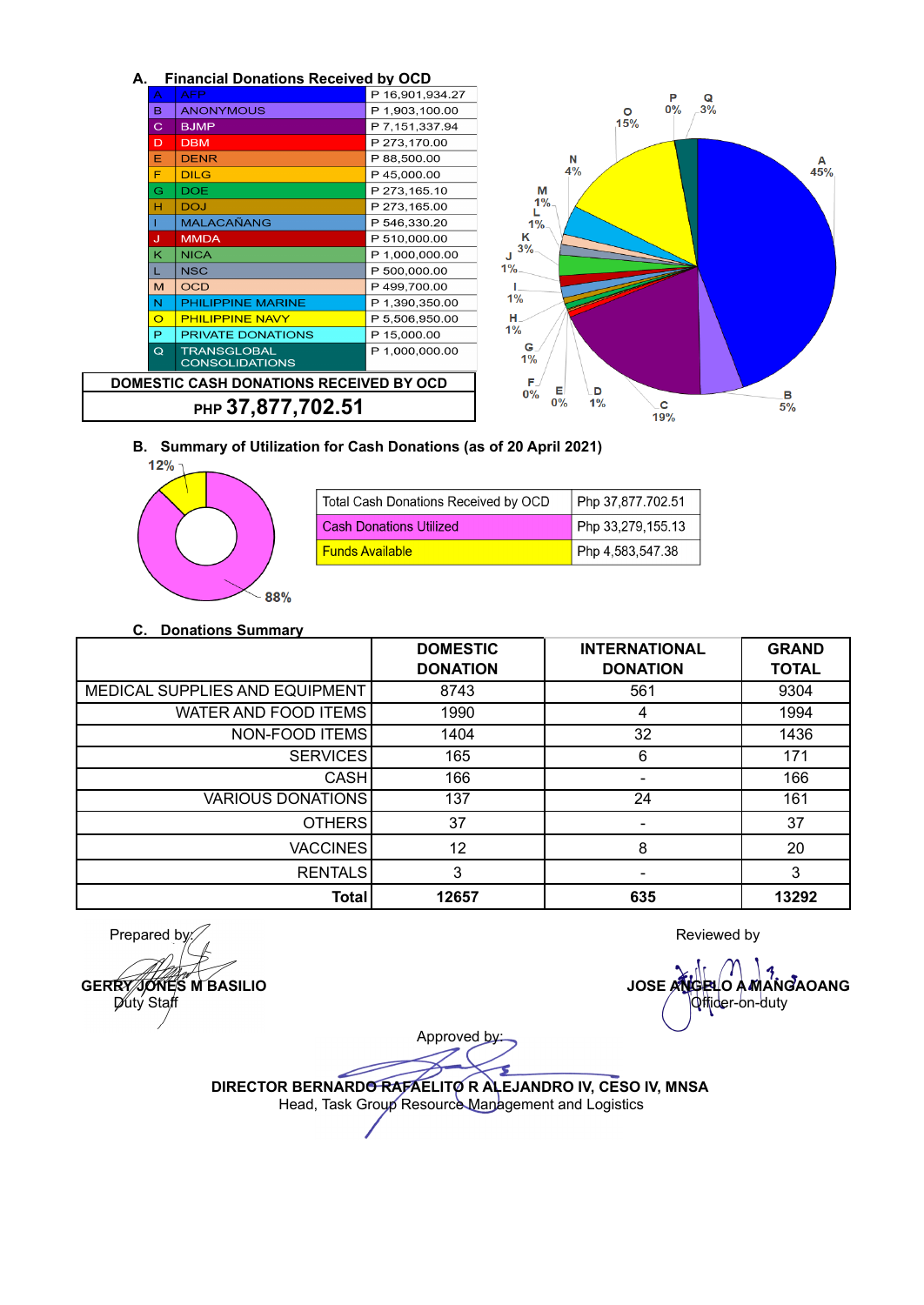## A. Financial Donations Received by OCD

| | | |
|---|---|---|
| A | AFP | P 16,901,934.27 |
| B | ANONYMOUS | P 1,903,100.00 |
| C | BJMP | P 7,151,337.94 |
| D | DBM | P 273,170.00 |
| E | DENR | P 88,500.00 |
| F | DILG | P 45,000.00 |
| G | DOE | P 273,165.10 |
| H | DOJ | P 273,165.00 |
| I | MALACAÑANG | P 546,330.20 |
| J | MMDA | P 510,000.00 |
| K | NICA | P 1,000,000.00 |
| L | NSC | P 500,000.00 |
| M | OCD | P 499,700.00 |
| N | PHILIPPINE MARINE | P 1,390,350.00 |
| O | PHILIPPINE NAVY | P 5,506,950.00 |
| P | PRIVATE DONATIONS | P 15,000.00 |
| Q | TRANSGLOBAL CONSOLIDATIONS | P 1,000,000.00 |
| DOMESTIC CASH DONATIONS RECEIVED BY OCD | | |
| PHP **37,877,702.51** | | |

A 45%
B 5%
C 19%
D 1%
E 0%
F 0%
G 1%
H 1%
I 1%
J 1%
K 3%
L 1%
M 1%
N 4%
O 15%
P 0%
Q 3%

## B. Summary of Utilization for Cash Donations (as of 20 April 2021)

12%
88%

| | |
|---|---|
| Total Cash Donations Received by OCD | Php 37,877,702.51 |
| Cash Donations Utilized | Php 33,279,155.13 |
| Funds Available | Php 4,583,547.38 |

## C. Donations Summary

| | DOMESTIC DONATION | INTERNATIONAL DONATION | GRAND TOTAL |
|---|---|---|---|
| MEDICAL SUPPLIES AND EQUIPMENT | 8743 | 561 | 9304 |
| WATER AND FOOD ITEMS | 1990 | 4 | 1994 |
| NON-FOOD ITEMS | 1404 | 32 | 1436 |
| SERVICES | 165 | 6 | 171 |
| CASH | 166 | - | 166 |
| VARIOUS DONATIONS | 137 | 24 | 161 |
| OTHERS | 37 | - | 37 |
| VACCINES | 12 | 8 | 20 |
| RENTALS | 3 | - | 3 |
| **Total** | **12657** | **635** | **13292** |

Prepared by:

**GERRY JONES M BASILIO**
Duty Staff

Reviewed by

**JOSE ANGELO A MANGAOANG**
Officer-on-duty

Approved by:

**DIRECTOR BERNARDO RAFAELITO R ALEJANDRO IV, CESO IV, MNSA**
Head, Task Group Resource Management and Logistics